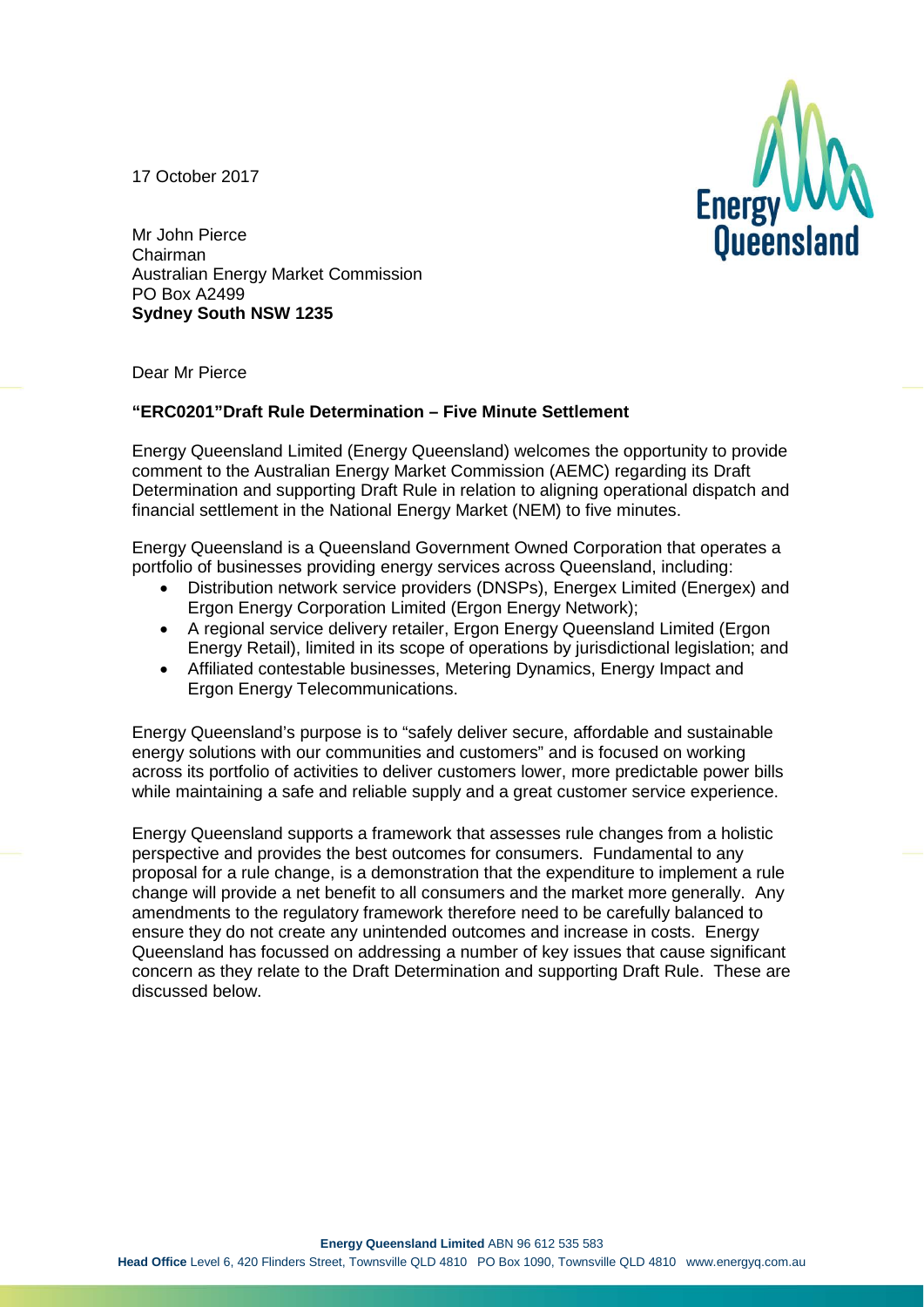17 October 2017

Mr John Pierce
Chairman
Australian Energy Market Commission
PO Box A2499
**Sydney South NSW 1235**

Dear Mr Pierce

**"ERC0201"Draft Rule Determination – Five Minute Settlement**

Energy Queensland Limited (Energy Queensland) welcomes the opportunity to provide comment to the Australian Energy Market Commission (AEMC) regarding its Draft Determination and supporting Draft Rule in relation to aligning operational dispatch and financial settlement in the National Energy Market (NEM) to five minutes.

Energy Queensland is a Queensland Government Owned Corporation that operates a portfolio of businesses providing energy services across Queensland, including:

- Distribution network service providers (DNSPs), Energex Limited (Energex) and Ergon Energy Corporation Limited (Ergon Energy Network);
- A regional service delivery retailer, Ergon Energy Queensland Limited (Ergon Energy Retail), limited in its scope of operations by jurisdictional legislation; and
- Affiliated contestable businesses, Metering Dynamics, Energy Impact and Ergon Energy Telecommunications.

Energy Queensland's purpose is to "safely deliver secure, affordable and sustainable energy solutions with our communities and customers" and is focused on working across its portfolio of activities to deliver customers lower, more predictable power bills while maintaining a safe and reliable supply and a great customer service experience.

Energy Queensland supports a framework that assesses rule changes from a holistic perspective and provides the best outcomes for consumers. Fundamental to any proposal for a rule change, is a demonstration that the expenditure to implement a rule change will provide a net benefit to all consumers and the market more generally. Any amendments to the regulatory framework therefore need to be carefully balanced to ensure they do not create any unintended outcomes and increase in costs. Energy Queensland has focussed on addressing a number of key issues that cause significant concern as they relate to the Draft Determination and supporting Draft Rule. These are discussed below.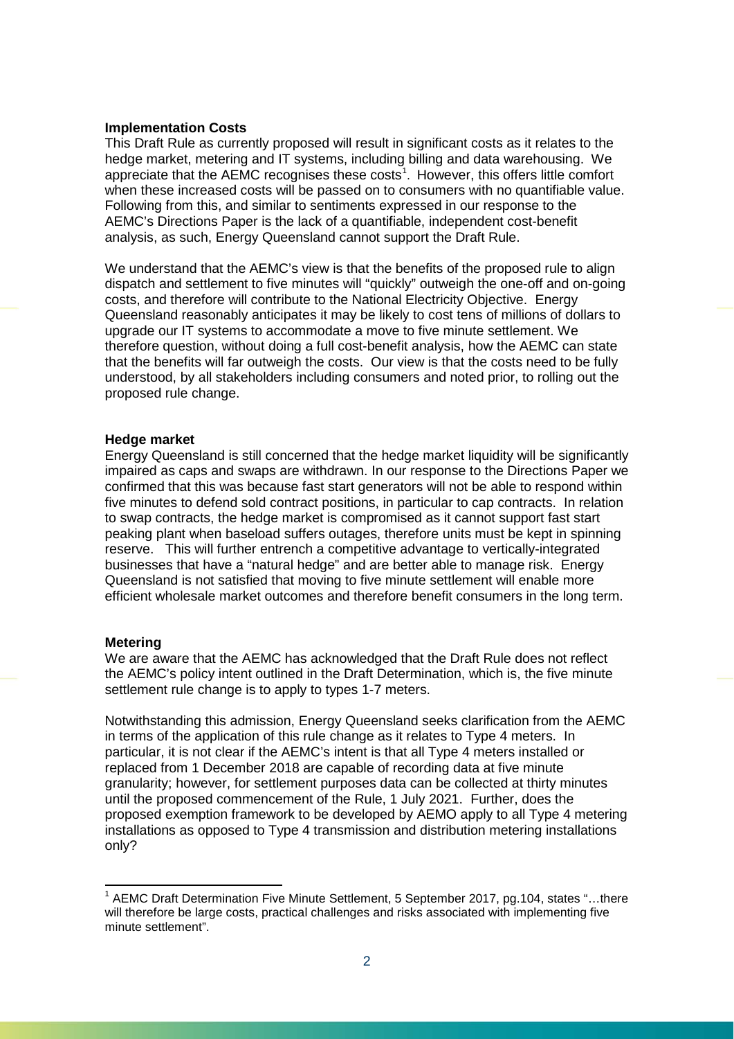**Implementation Costs**

This Draft Rule as currently proposed will result in significant costs as it relates to the hedge market, metering and IT systems, including billing and data warehousing. We appreciate that the AEMC recognises these costs[1]. However, this offers little comfort when these increased costs will be passed on to consumers with no quantifiable value. Following from this, and similar to sentiments expressed in our response to the AEMC's Directions Paper is the lack of a quantifiable, independent cost-benefit analysis, as such, Energy Queensland cannot support the Draft Rule.

We understand that the AEMC's view is that the benefits of the proposed rule to align dispatch and settlement to five minutes will "quickly" outweigh the one-off and on-going costs, and therefore will contribute to the National Electricity Objective. Energy Queensland reasonably anticipates it may be likely to cost tens of millions of dollars to upgrade our IT systems to accommodate a move to five minute settlement. We therefore question, without doing a full cost-benefit analysis, how the AEMC can state that the benefits will far outweigh the costs. Our view is that the costs need to be fully understood, by all stakeholders including consumers and noted prior, to rolling out the proposed rule change.

**Hedge market**

Energy Queensland is still concerned that the hedge market liquidity will be significantly impaired as caps and swaps are withdrawn. In our response to the Directions Paper we confirmed that this was because fast start generators will not be able to respond within five minutes to defend sold contract positions, in particular to cap contracts. In relation to swap contracts, the hedge market is compromised as it cannot support fast start peaking plant when baseload suffers outages, therefore units must be kept in spinning reserve. This will further entrench a competitive advantage to vertically-integrated businesses that have a "natural hedge" and are better able to manage risk. Energy Queensland is not satisfied that moving to five minute settlement will enable more efficient wholesale market outcomes and therefore benefit consumers in the long term.

**Metering**

We are aware that the AEMC has acknowledged that the Draft Rule does not reflect the AEMC's policy intent outlined in the Draft Determination, which is, the five minute settlement rule change is to apply to types 1-7 meters.

Notwithstanding this admission, Energy Queensland seeks clarification from the AEMC in terms of the application of this rule change as it relates to Type 4 meters. In particular, it is not clear if the AEMC's intent is that all Type 4 meters installed or replaced from 1 December 2018 are capable of recording data at five minute granularity; however, for settlement purposes data can be collected at thirty minutes until the proposed commencement of the Rule, 1 July 2021. Further, does the proposed exemption framework to be developed by AEMO apply to all Type 4 metering installations as opposed to Type 4 transmission and distribution metering installations only?

---

[1] AEMC Draft Determination Five Minute Settlement, 5 September 2017, pg.104, states "…there will therefore be large costs, practical challenges and risks associated with implementing five minute settlement".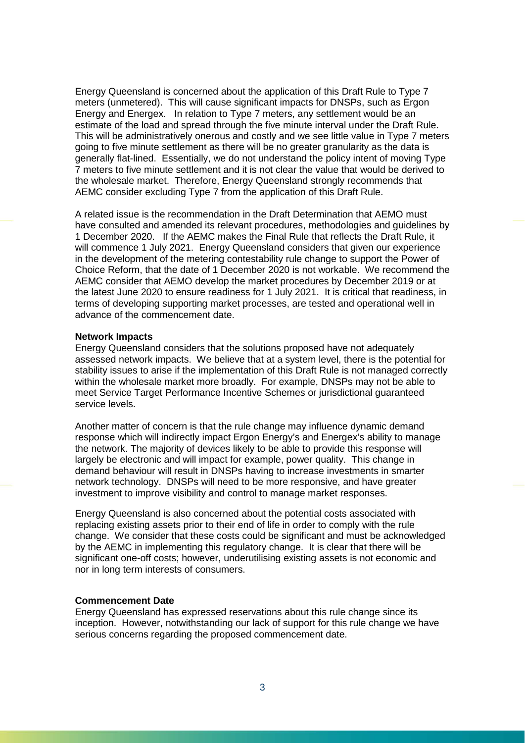Energy Queensland is concerned about the application of this Draft Rule to Type 7 meters (unmetered). This will cause significant impacts for DNSPs, such as Ergon Energy and Energex. In relation to Type 7 meters, any settlement would be an estimate of the load and spread through the five minute interval under the Draft Rule. This will be administratively onerous and costly and we see little value in Type 7 meters going to five minute settlement as there will be no greater granularity as the data is generally flat-lined. Essentially, we do not understand the policy intent of moving Type 7 meters to five minute settlement and it is not clear the value that would be derived to the wholesale market. Therefore, Energy Queensland strongly recommends that AEMC consider excluding Type 7 from the application of this Draft Rule.

A related issue is the recommendation in the Draft Determination that AEMO must have consulted and amended its relevant procedures, methodologies and guidelines by 1 December 2020. If the AEMC makes the Final Rule that reflects the Draft Rule, it will commence 1 July 2021. Energy Queensland considers that given our experience in the development of the metering contestability rule change to support the Power of Choice Reform, that the date of 1 December 2020 is not workable. We recommend the AEMC consider that AEMO develop the market procedures by December 2019 or at the latest June 2020 to ensure readiness for 1 July 2021. It is critical that readiness, in terms of developing supporting market processes, are tested and operational well in advance of the commencement date.

**Network Impacts**

Energy Queensland considers that the solutions proposed have not adequately assessed network impacts. We believe that at a system level, there is the potential for stability issues to arise if the implementation of this Draft Rule is not managed correctly within the wholesale market more broadly. For example, DNSPs may not be able to meet Service Target Performance Incentive Schemes or jurisdictional guaranteed service levels.

Another matter of concern is that the rule change may influence dynamic demand response which will indirectly impact Ergon Energy's and Energex's ability to manage the network. The majority of devices likely to be able to provide this response will largely be electronic and will impact for example, power quality. This change in demand behaviour will result in DNSPs having to increase investments in smarter network technology. DNSPs will need to be more responsive, and have greater investment to improve visibility and control to manage market responses.

Energy Queensland is also concerned about the potential costs associated with replacing existing assets prior to their end of life in order to comply with the rule change. We consider that these costs could be significant and must be acknowledged by the AEMC in implementing this regulatory change. It is clear that there will be significant one-off costs; however, underutilising existing assets is not economic and nor in long term interests of consumers.

**Commencement Date**

Energy Queensland has expressed reservations about this rule change since its inception. However, notwithstanding our lack of support for this rule change we have serious concerns regarding the proposed commencement date.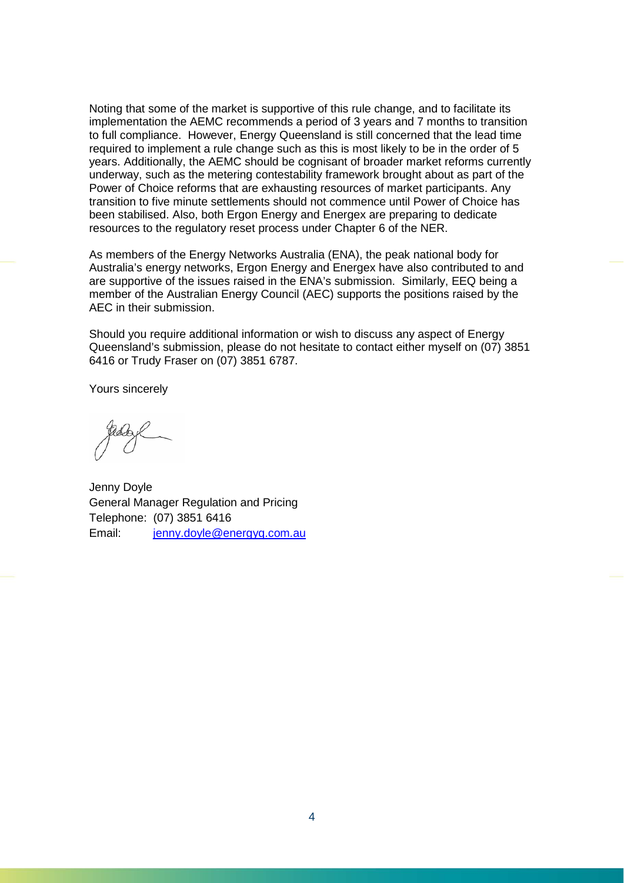Noting that some of the market is supportive of this rule change, and to facilitate its implementation the AEMC recommends a period of 3 years and 7 months to transition to full compliance. However, Energy Queensland is still concerned that the lead time required to implement a rule change such as this is most likely to be in the order of 5 years. Additionally, the AEMC should be cognisant of broader market reforms currently underway, such as the metering contestability framework brought about as part of the Power of Choice reforms that are exhausting resources of market participants. Any transition to five minute settlements should not commence until Power of Choice has been stabilised. Also, both Ergon Energy and Energex are preparing to dedicate resources to the regulatory reset process under Chapter 6 of the NER.

As members of the Energy Networks Australia (ENA), the peak national body for Australia's energy networks, Ergon Energy and Energex have also contributed to and are supportive of the issues raised in the ENA's submission. Similarly, EEQ being a member of the Australian Energy Council (AEC) supports the positions raised by the AEC in their submission.

Should you require additional information or wish to discuss any aspect of Energy Queensland's submission, please do not hesitate to contact either myself on (07) 3851 6416 or Trudy Fraser on (07) 3851 6787.

Yours sincerely

Jenny Doyle
General Manager Regulation and Pricing
Telephone: (07) 3851 6416
Email: jenny.doyle@energyq.com.au